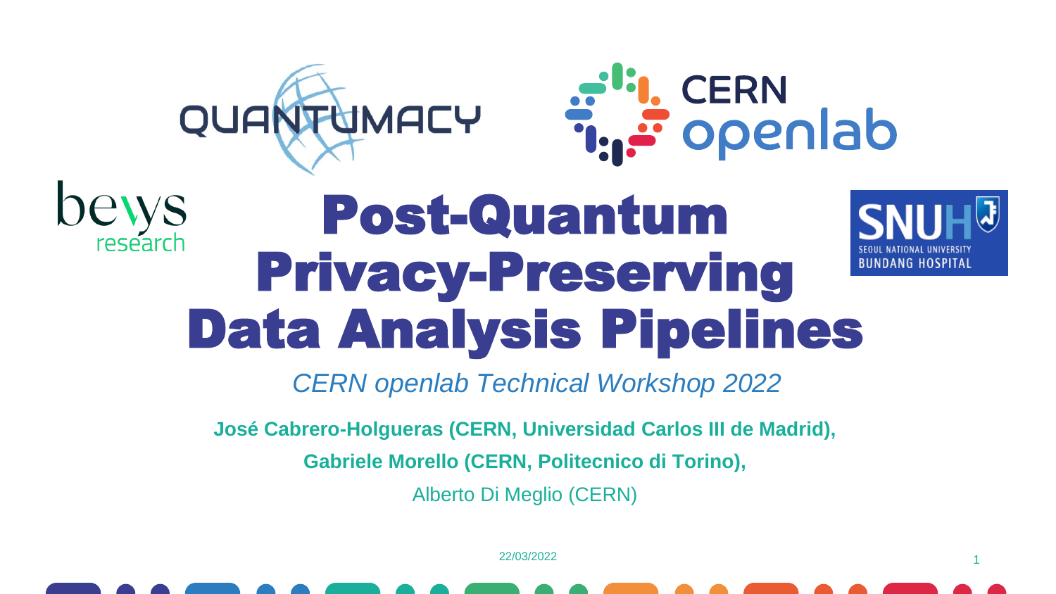# Post-Quantum Privacy-Preserving Data Analysis Pipelines

*CERN openlab Technical Workshop 2022*

**José Cabrero-Holgueras (CERN, Universidad Carlos III de Madrid),**

**Gabriele Morello (CERN, Politecnico di Torino),**

Alberto Di Meglio (CERN)

22/03/2022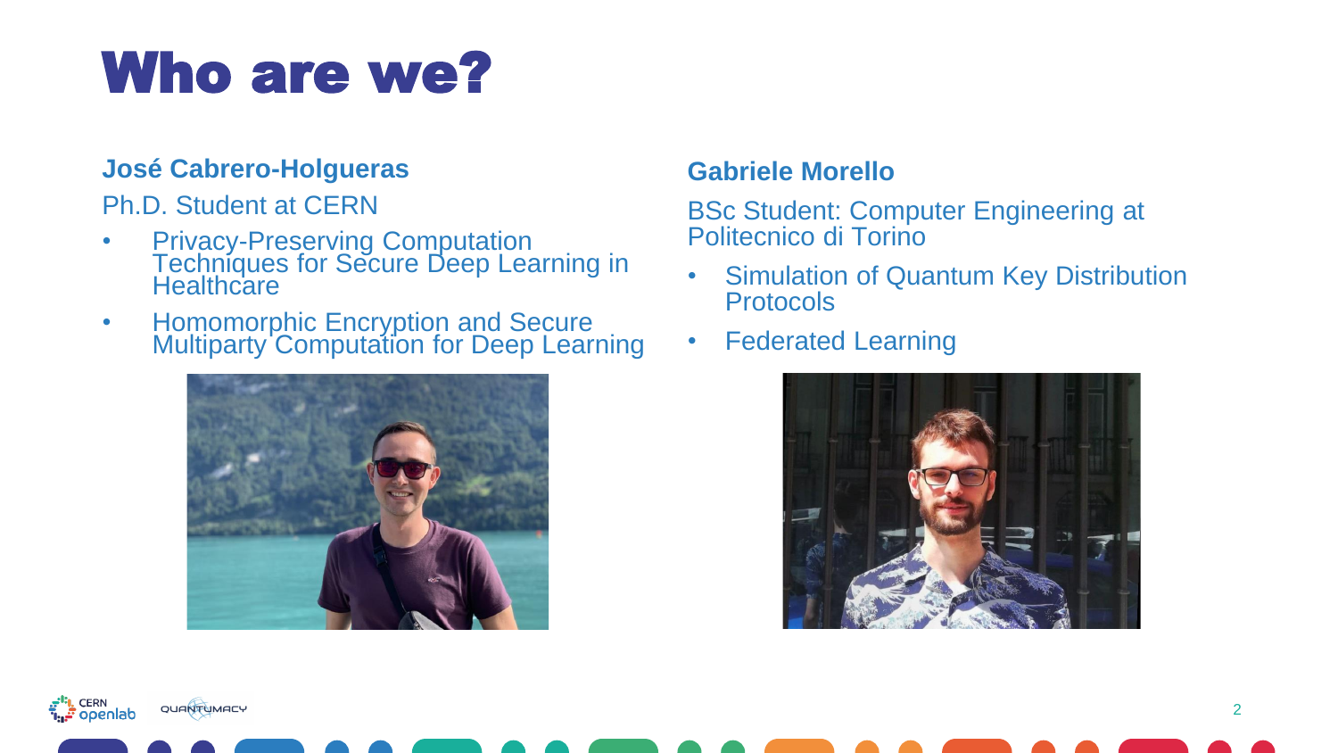# Who are we?

**José Cabrero-Holgueras**

Ph.D. Student at CERN

- Privacy-Preserving Computation Techniques for Secure Deep Learning in Healthcare
- Homomorphic Encryption and Secure Multiparty Computation for Deep Learning

**Gabriele Morello**

BSc Student: Computer Engineering at Politecnico di Torino

- Simulation of Quantum Key Distribution Protocols
- Federated Learning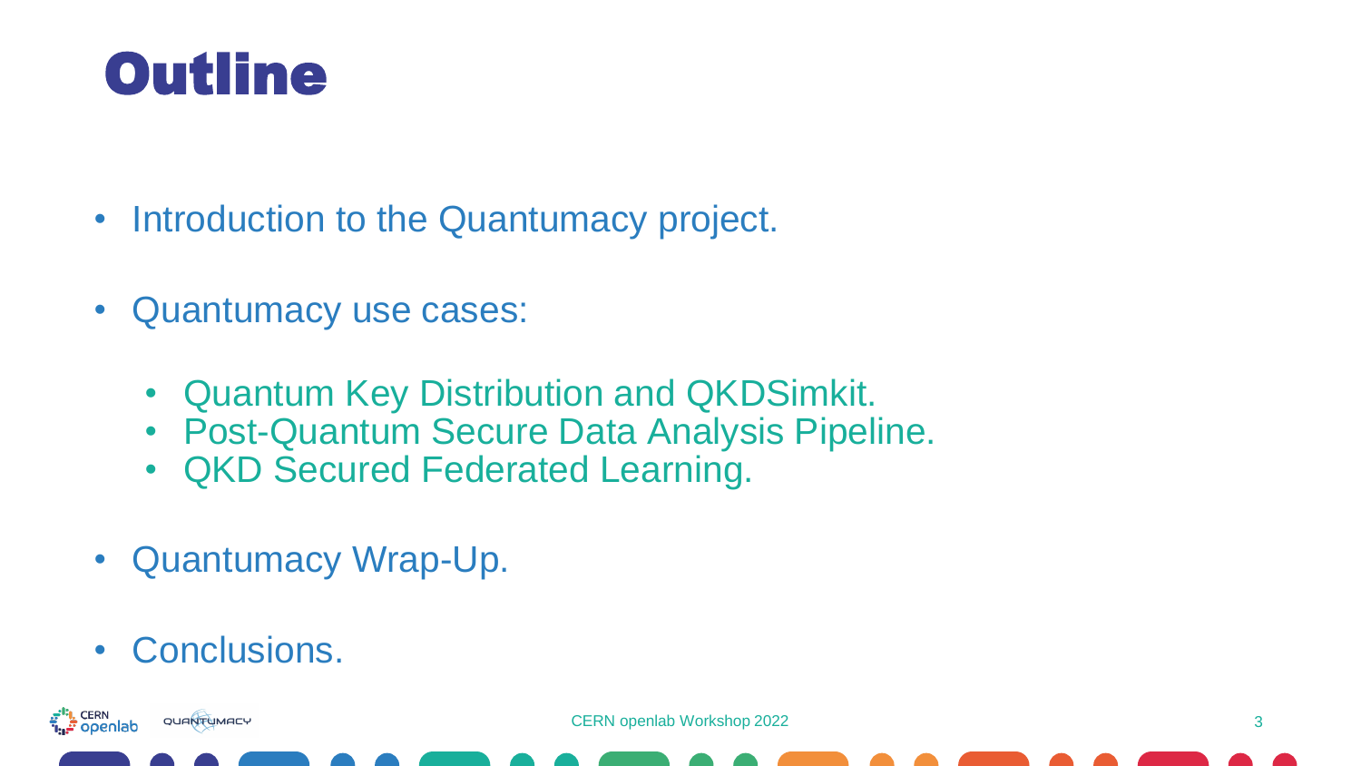# Outline

- Introduction to the Quantumacy project.
- Quantumacy use cases:
  - Quantum Key Distribution and QKDSimkit.
  - Post-Quantum Secure Data Analysis Pipeline.
  - QKD Secured Federated Learning.
- Quantumacy Wrap-Up.
- Conclusions.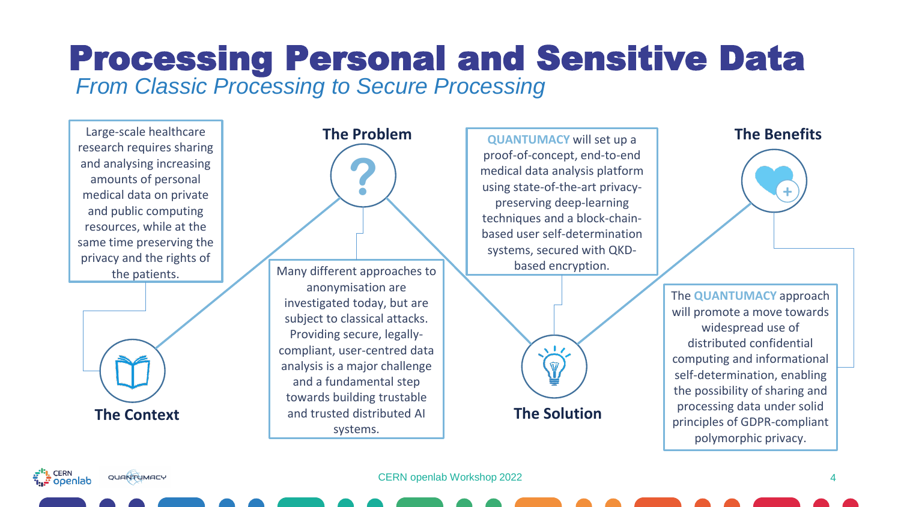# Processing Personal and Sensitive Data

*From Classic Processing to Secure Processing*

## The Context

Large-scale healthcare research requires sharing and analysing increasing amounts of personal medical data on private and public computing resources, while at the same time preserving the privacy and the rights of the patients.

## The Problem

Many different approaches to anonymisation are investigated today, but are subject to classical attacks. Providing secure, legally-compliant, user-centred data analysis is a major challenge and a fundamental step towards building trustable and trusted distributed AI systems.

## The Solution

QUANTUMACY will set up a proof-of-concept, end-to-end medical data analysis platform using state-of-the-art privacy-preserving deep-learning techniques and a block-chain-based user self-determination systems, secured with QKD-based encryption.

## The Benefits

The QUANTUMACY approach will promote a move towards widespread use of distributed confidential computing and informational self-determination, enabling the possibility of sharing and processing data under solid principles of GDPR-compliant polymorphic privacy.

CERN openlab Workshop 2022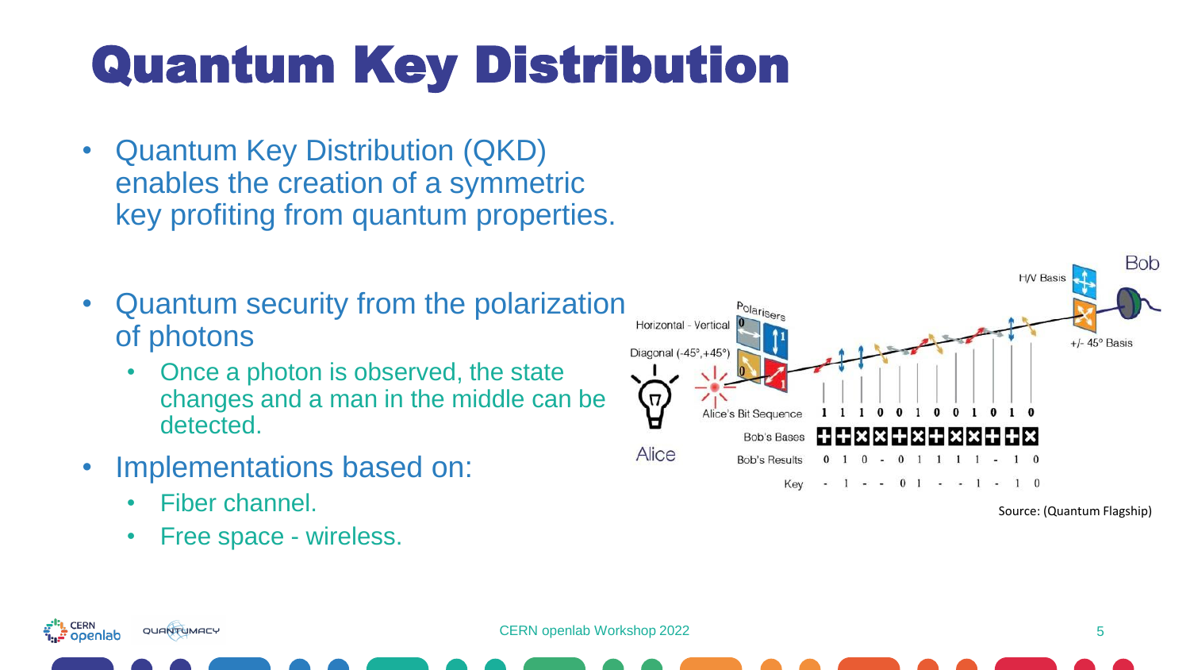# Quantum Key Distribution

- Quantum Key Distribution (QKD) enables the creation of a symmetric key profiting from quantum properties.
- Quantum security from the polarization of photons
  - Once a photon is observed, the state changes and a man in the middle can be detected.
- Implementations based on:
  - Fiber channel.
  - Free space - wireless.

| Alice's Bit Sequence | 1 | 1 | 1 | 0 | 0 | 1 | 0 | 0 | 1 | 0 | 1 | 0 |
|---|---|---|---|---|---|---|---|---|---|---|---|---|
| Bob's Bases | + | + | × | × | + | × | + | × | × | + | + | × |
| Bob's Results | 0 | 1 | 0 | - | 0 | 1 | 1 | 1 | 1 | - | 1 | 0 |
| Key | - | 1 | - | - | 0 | 1 | - | - | 1 | - | 1 | 0 |

Source: (Quantum Flagship)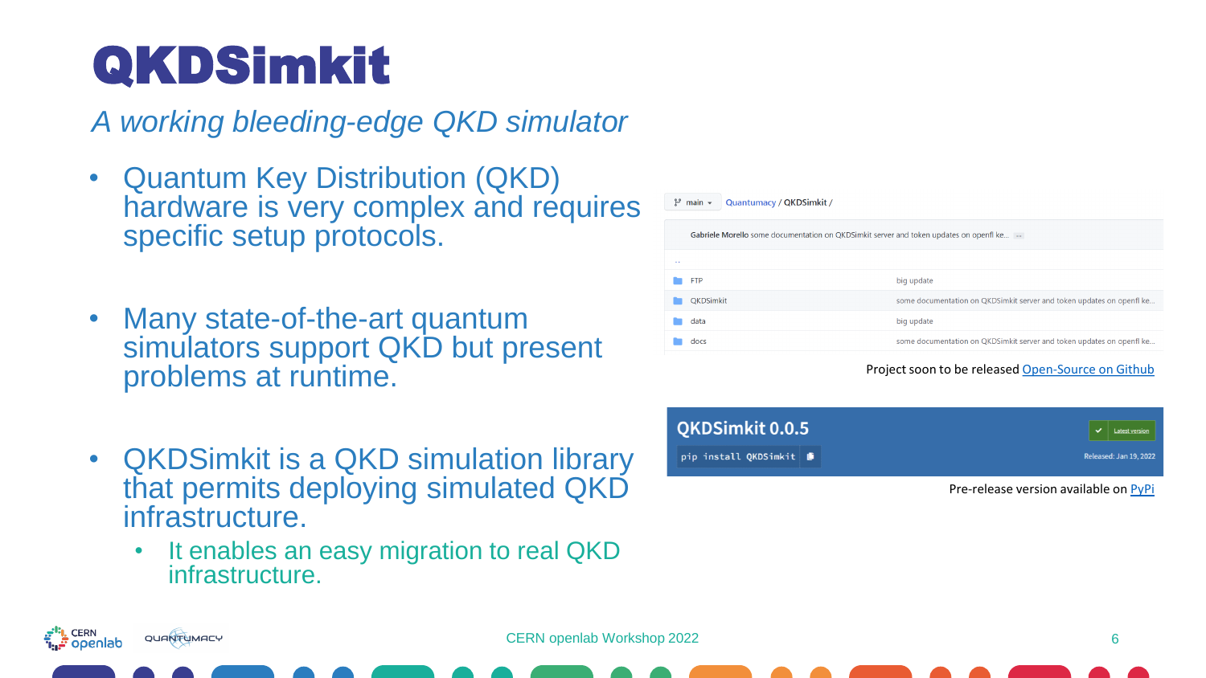# QKDSimkit

*A working bleeding-edge QKD simulator*

- Quantum Key Distribution (QKD) hardware is very complex and requires specific setup protocols.
- Many state-of-the-art quantum simulators support QKD but present problems at runtime.
- QKDSimkit is a QKD simulation library that permits deploying simulated QKD infrastructure.
  - It enables an easy migration to real QKD infrastructure.

main ▾ Quantumacy / QKDSimkit /

Gabriele Morello some documentation on QKDSimkit server and token updates on openfl ke... ...

| | |
|---|---|
| .. | |
| FTP | big update |
| QKDSimkit | some documentation on QKDSimkit server and token updates on openfl ke... |
| data | big update |
| docs | some documentation on QKDSimkit server and token updates on openfl ke... |

Project soon to be released [Open-Source on Github]

**QKDSimkit 0.0.5**

```
pip install QKDSimkit
```

Latest version

Released: Jan 19, 2022

Pre-release version available on [PyPi]

CERN openlab Workshop 2022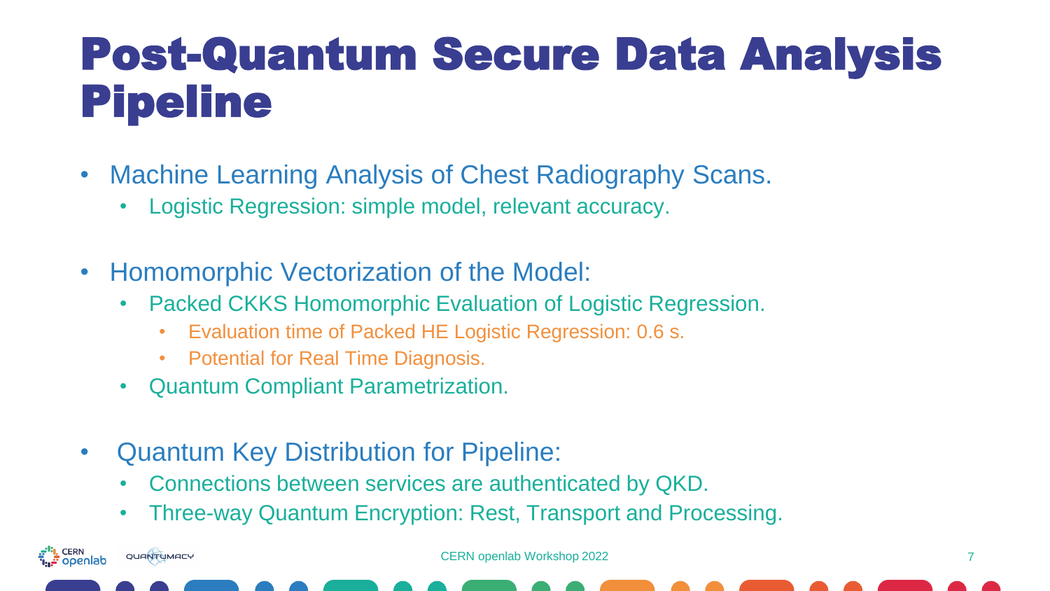# Post-Quantum Secure Data Analysis Pipeline

- Machine Learning Analysis of Chest Radiography Scans.
  - Logistic Regression: simple model, relevant accuracy.

- Homomorphic Vectorization of the Model:
  - Packed CKKS Homomorphic Evaluation of Logistic Regression.
    - Evaluation time of Packed HE Logistic Regression: 0.6 s.
    - Potential for Real Time Diagnosis.
  - Quantum Compliant Parametrization.

- Quantum Key Distribution for Pipeline:
  - Connections between services are authenticated by QKD.
  - Three-way Quantum Encryption: Rest, Transport and Processing.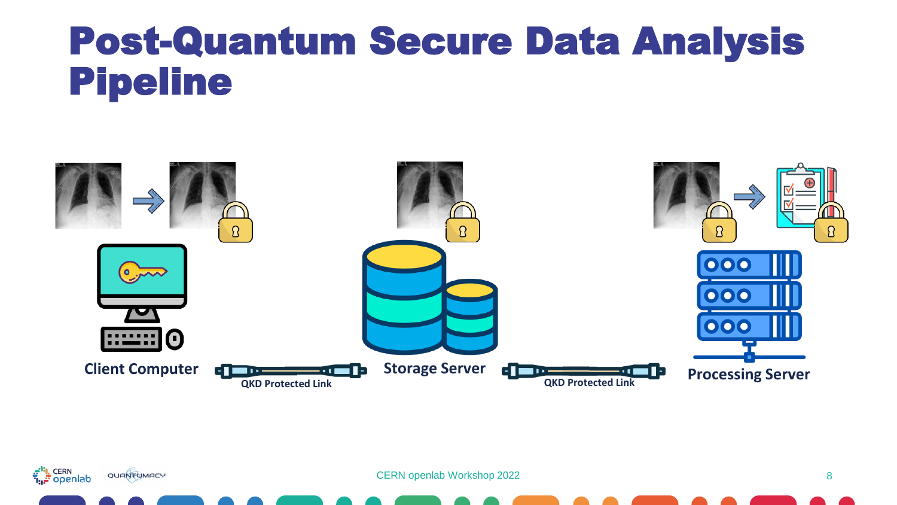# Post-Quantum Secure Data Analysis Pipeline

Client Computer

QKD Protected Link

Storage Server

QKD Protected Link

Processing Server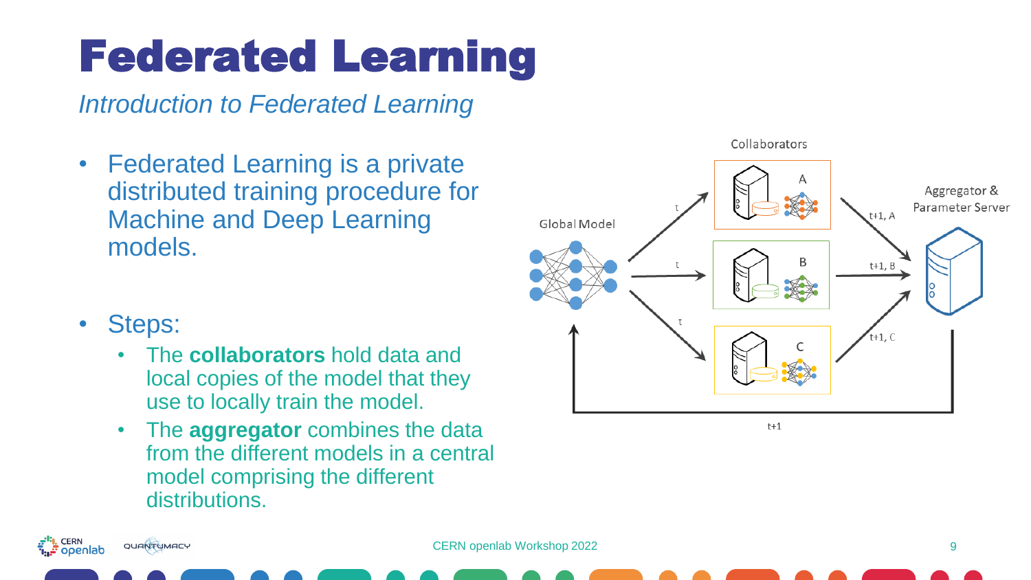# Federated Learning

*Introduction to Federated Learning*

- Federated Learning is a private distributed training procedure for Machine and Deep Learning models.

- Steps:
  - The **collaborators** hold data and local copies of the model that they use to locally train the model.
  - The **aggregator** combines the data from the different models in a central model comprising the different distributions.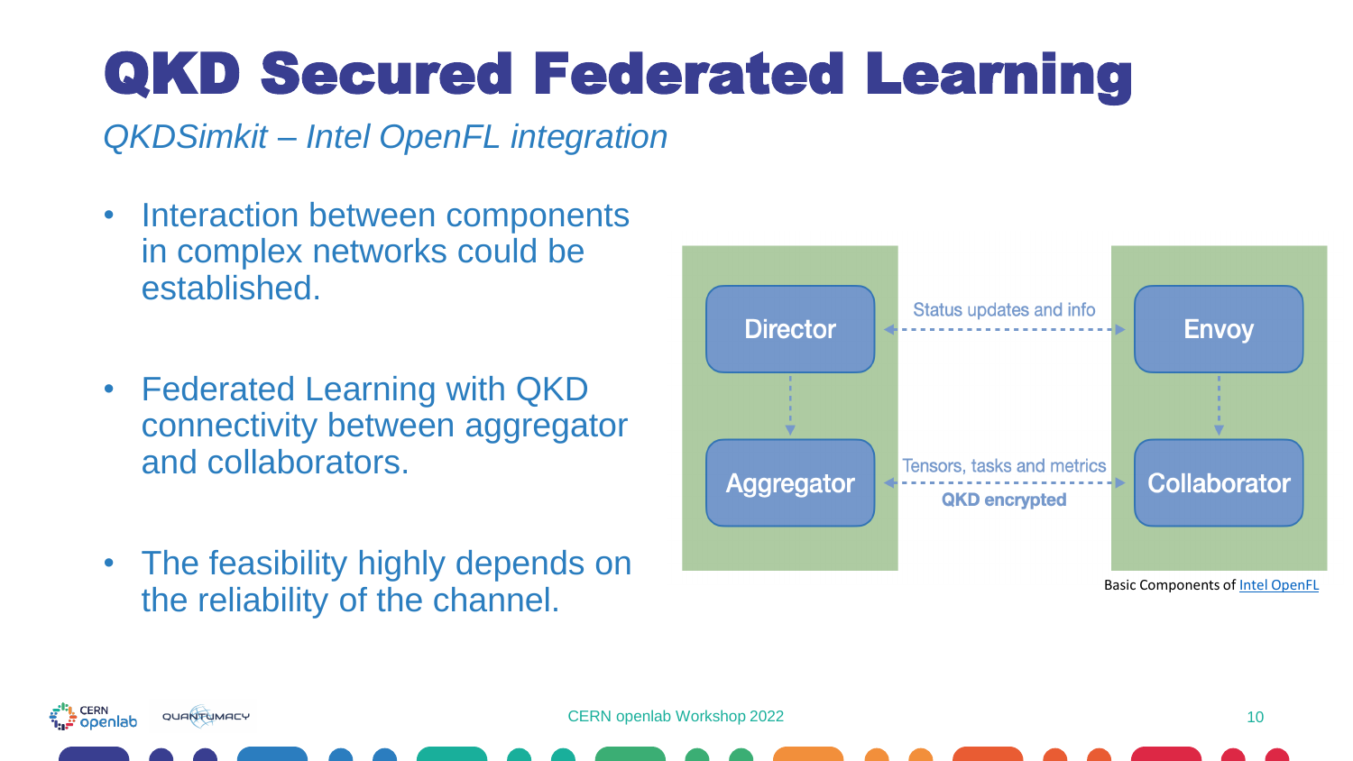# QKD Secured Federated Learning

*QKDSimkit – Intel OpenFL integration*

- Interaction between components in complex networks could be established.
- Federated Learning with QKD connectivity between aggregator and collaborators.
- The feasibility highly depends on the reliability of the channel.

Director — Status updates and info — Envoy

Aggregator — Tensors, tasks and metrics **QKD encrypted** — Collaborator

Basic Components of Intel OpenFL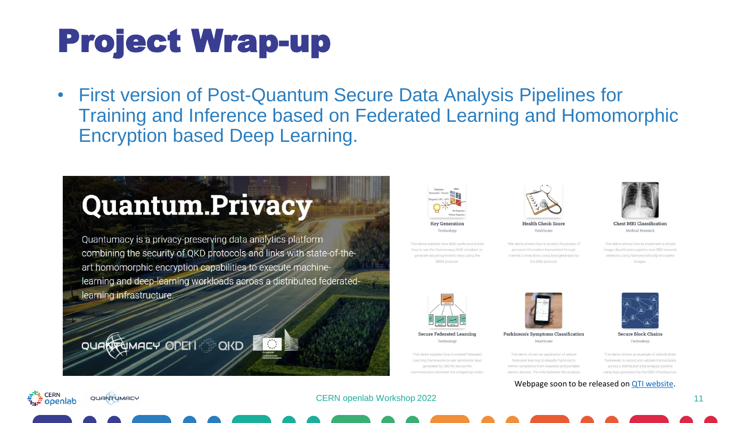# Project Wrap-up

- First version of Post-Quantum Secure Data Analysis Pipelines for Training and Inference based on Federated Learning and Homomorphic Encryption based Deep Learning.

## Quantum.Privacy

Quantumacy is a privacy-preserving data analytics platform combining the security of QKD protocols and links with state-of-the-art homomorphic encryption capabilities to execute machine-learning and deep-learning workloads across a distributed federated-learning infrastructure.

**Key Generation**
Technology
This demo explains how QKD works and shows how to use the Quantumacy QKD simulator to generate secure symmetric keys using the BB84 protocol.

**Health Check Score**
Healthcare
This demo shows how to protect the privacy of personal information transmitted through Internet connections using keys generated by the QKD protocol.

**Chest MRI Classification**
Medical Research
This demo shows how to implement a simple image classification pipeline over QKD-secured networks using homomorphically encrypted images.

**Secure Federated Learning**
Technology
This demo explains how to extend Federated Learning frameworks to use symmetric keys generated by QKD to secure the communication between the computing nodes.

**Parkinson's Symptoms Classification**
Healthcare
This demo shows an application of secure federated learning to classify Parkinson's tremor symptoms from wearable and portable sensor devices. The links between the analysis

**Secure Block Chains**
Technology
This demo shows an example of a block chain framework to record and validate transactions across a distributed data analysis pipeline using keys generated by the QKD infrastructure

Webpage soon to be released on QTI website.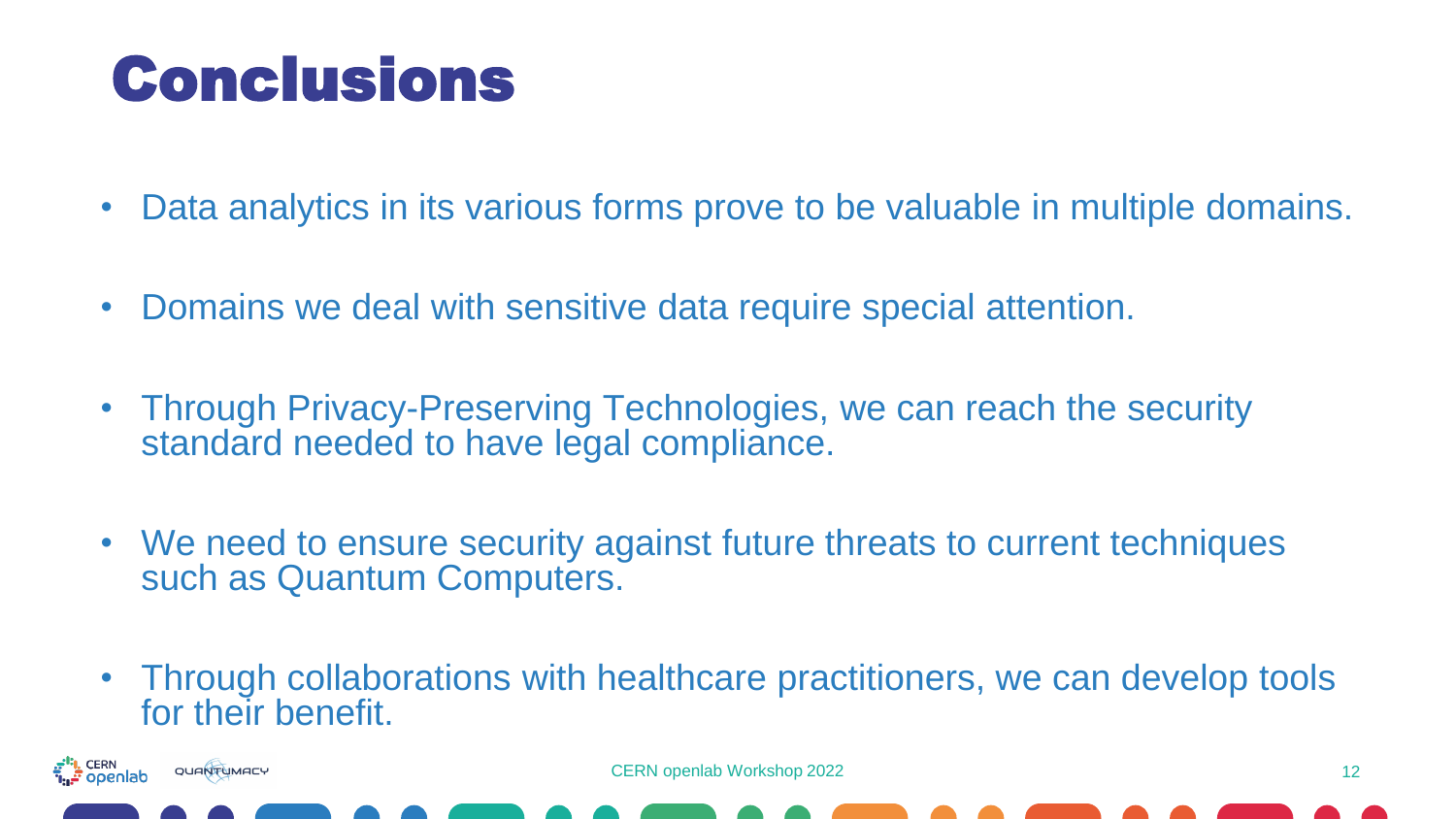# Conclusions

- Data analytics in its various forms prove to be valuable in multiple domains.
- Domains we deal with sensitive data require special attention.
- Through Privacy-Preserving Technologies, we can reach the security standard needed to have legal compliance.
- We need to ensure security against future threats to current techniques such as Quantum Computers.
- Through collaborations with healthcare practitioners, we can develop tools for their benefit.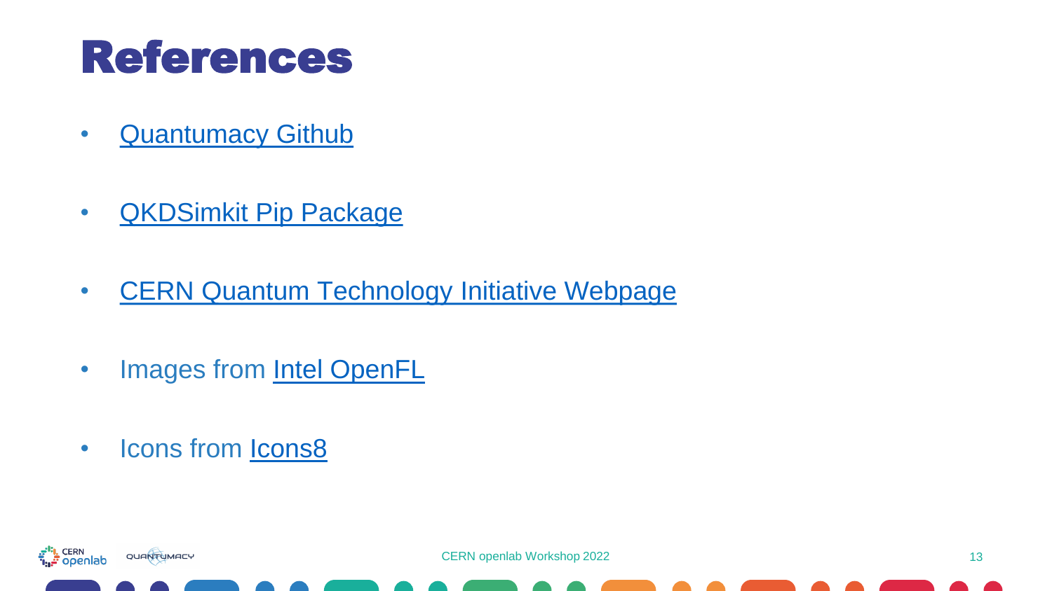# References

- Quantumacy Github
- QKDSimkit Pip Package
- CERN Quantum Technology Initiative Webpage
- Images from Intel OpenFL
- Icons from Icons8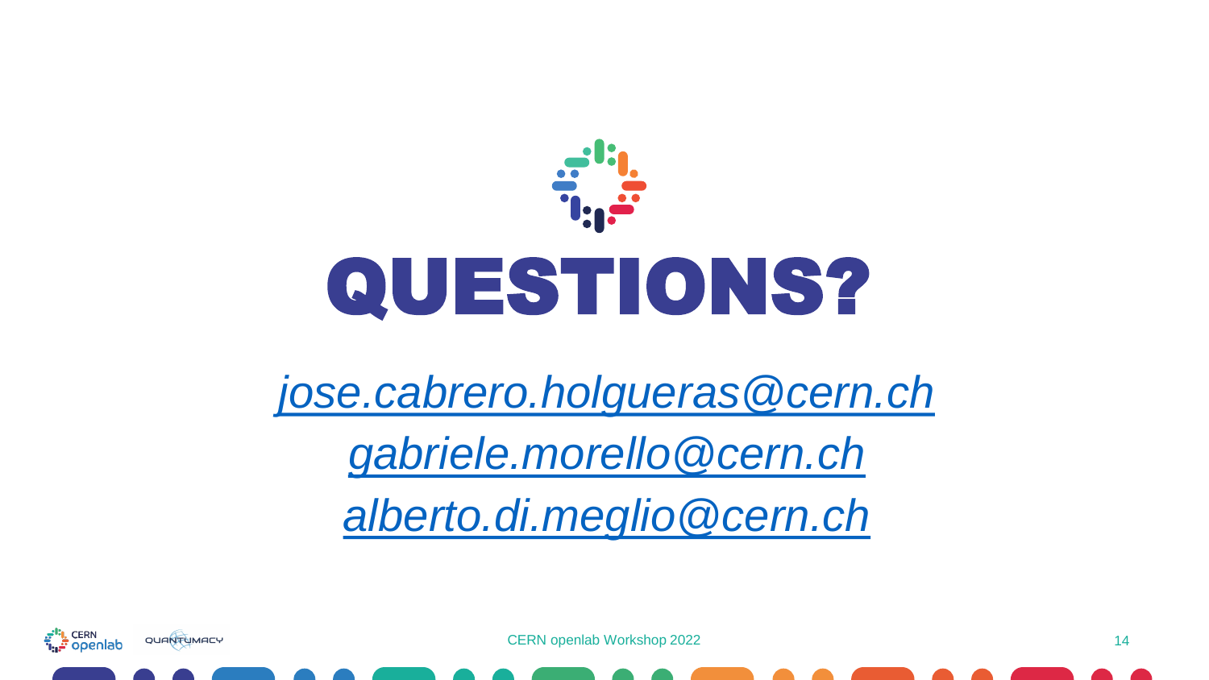# QUESTIONS?

jose.cabrero.holgueras@cern.ch

gabriele.morello@cern.ch

alberto.di.meglio@cern.ch